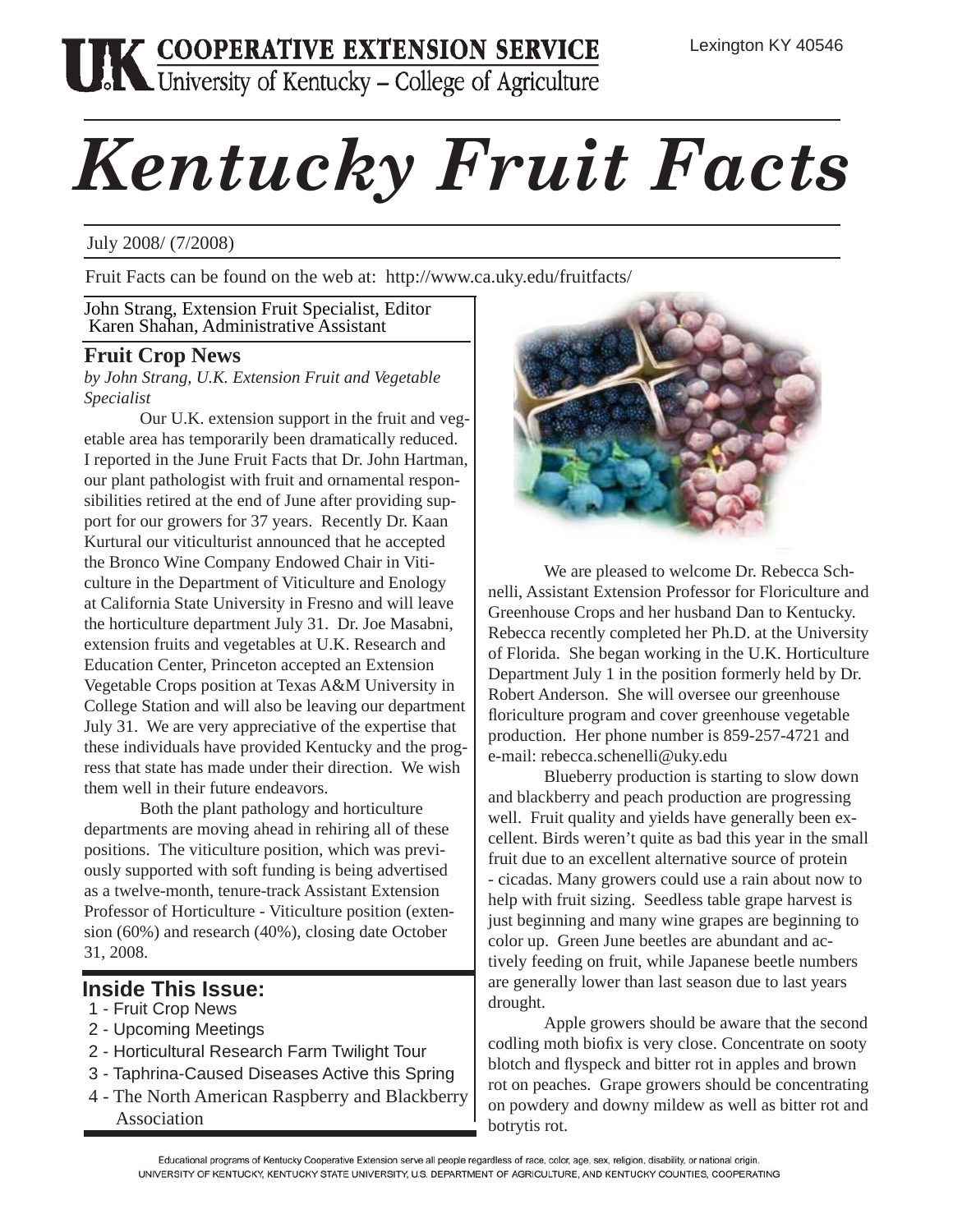UK COOPERATIVE EXTENSION SERVICE
University of Kentucky – College of Agriculture

Lexington KY 40546

# Kentucky Fruit Facts

July 2008/ (7/2008)

Fruit Facts can be found on the web at: http://www.ca.uky.edu/fruitfacts/

John Strang, Extension Fruit Specialist, Editor
Karen Shahan, Administrative Assistant

## Fruit Crop News

*by John Strang, U.K. Extension Fruit and Vegetable Specialist*

Our U.K. extension support in the fruit and vegetable area has temporarily been dramatically reduced. I reported in the June Fruit Facts that Dr. John Hartman, our plant pathologist with fruit and ornamental responsibilities retired at the end of June after providing support for our growers for 37 years. Recently Dr. Kaan Kurtural our viticulturist announced that he accepted the Bronco Wine Company Endowed Chair in Viticulture in the Department of Viticulture and Enology at California State University in Fresno and will leave the horticulture department July 31. Dr. Joe Masabni, extension fruits and vegetables at U.K. Research and Education Center, Princeton accepted an Extension Vegetable Crops position at Texas A&M University in College Station and will also be leaving our department July 31. We are very appreciative of the expertise that these individuals have provided Kentucky and the progress that state has made under their direction. We wish them well in their future endeavors.

Both the plant pathology and horticulture departments are moving ahead in rehiring all of these positions. The viticulture position, which was previously supported with soft funding is being advertised as a twelve-month, tenure-track Assistant Extension Professor of Horticulture - Viticulture position (extension (60%) and research (40%), closing date October 31, 2008.

We are pleased to welcome Dr. Rebecca Schnelli, Assistant Extension Professor for Floriculture and Greenhouse Crops and her husband Dan to Kentucky. Rebecca recently completed her Ph.D. at the University of Florida. She began working in the U.K. Horticulture Department July 1 in the position formerly held by Dr. Robert Anderson. She will oversee our greenhouse floriculture program and cover greenhouse vegetable production. Her phone number is 859-257-4721 and e-mail: rebecca.schenelli@uky.edu

Blueberry production is starting to slow down and blackberry and peach production are progressing well. Fruit quality and yields have generally been excellent. Birds weren't quite as bad this year in the small fruit due to an excellent alternative source of protein - cicadas. Many growers could use a rain about now to help with fruit sizing. Seedless table grape harvest is just beginning and many wine grapes are beginning to color up. Green June beetles are abundant and actively feeding on fruit, while Japanese beetle numbers are generally lower than last season due to last years drought.

Apple growers should be aware that the second codling moth biofix is very close. Concentrate on sooty blotch and flyspeck and bitter rot in apples and brown rot on peaches. Grape growers should be concentrating on powdery and downy mildew as well as bitter rot and botrytis rot.

## Inside This Issue:

1 - Fruit Crop News
2 - Upcoming Meetings
2 - Horticultural Research Farm Twilight Tour
3 - Taphrina-Caused Diseases Active this Spring
4 - The North American Raspberry and Blackberry Association

Educational programs of Kentucky Cooperative Extension serve all people regardless of race, color, age, sex, religion, disability, or national origin.
UNIVERSITY OF KENTUCKY, KENTUCKY STATE UNIVERSITY, U.S. DEPARTMENT OF AGRICULTURE, AND KENTUCKY COUNTIES, COOPERATING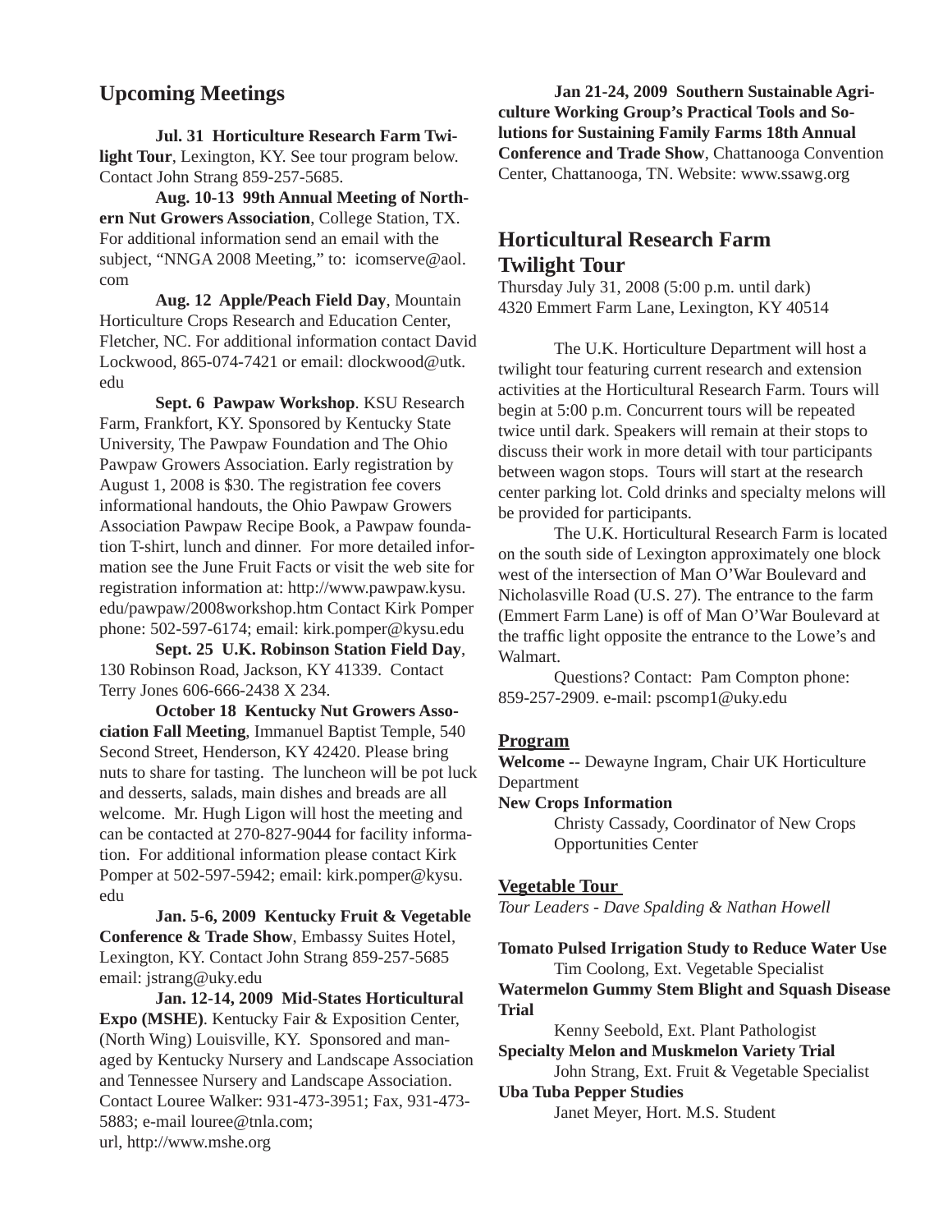## Upcoming Meetings

**Jul. 31 Horticulture Research Farm Twilight Tour**, Lexington, KY. See tour program below. Contact John Strang 859-257-5685.

**Aug. 10-13 99th Annual Meeting of Northern Nut Growers Association**, College Station, TX. For additional information send an email with the subject, "NNGA 2008 Meeting," to: icomserve@aol.com

**Aug. 12 Apple/Peach Field Day**, Mountain Horticulture Crops Research and Education Center, Fletcher, NC. For additional information contact David Lockwood, 865-074-7421 or email: dlockwood@utk.edu

**Sept. 6 Pawpaw Workshop**. KSU Research Farm, Frankfort, KY. Sponsored by Kentucky State University, The Pawpaw Foundation and The Ohio Pawpaw Growers Association. Early registration by August 1, 2008 is $30. The registration fee covers informational handouts, the Ohio Pawpaw Growers Association Pawpaw Recipe Book, a Pawpaw foundation T-shirt, lunch and dinner. For more detailed information see the June Fruit Facts or visit the web site for registration information at: http://www.pawpaw.kysu.edu/pawpaw/2008workshop.htm Contact Kirk Pomper phone: 502-597-6174; email: kirk.pomper@kysu.edu

**Sept. 25 U.K. Robinson Station Field Day**, 130 Robinson Road, Jackson, KY 41339. Contact Terry Jones 606-666-2438 X 234.

**October 18 Kentucky Nut Growers Association Fall Meeting**, Immanuel Baptist Temple, 540 Second Street, Henderson, KY 42420. Please bring nuts to share for tasting. The luncheon will be pot luck and desserts, salads, main dishes and breads are all welcome. Mr. Hugh Ligon will host the meeting and can be contacted at 270-827-9044 for facility information. For additional information please contact Kirk Pomper at 502-597-5942; email: kirk.pomper@kysu.edu

**Jan. 5-6, 2009 Kentucky Fruit & Vegetable Conference & Trade Show**, Embassy Suites Hotel, Lexington, KY. Contact John Strang 859-257-5685 email: jstrang@uky.edu

**Jan. 12-14, 2009 Mid-States Horticultural Expo (MSHE)**. Kentucky Fair & Exposition Center, (North Wing) Louisville, KY. Sponsored and managed by Kentucky Nursery and Landscape Association and Tennessee Nursery and Landscape Association. Contact Louree Walker: 931-473-3951; Fax, 931-473-5883; e-mail louree@tnla.com; url, http://www.mshe.org

**Jan 21-24, 2009 Southern Sustainable Agriculture Working Group's Practical Tools and Solutions for Sustaining Family Farms 18th Annual Conference and Trade Show**, Chattanooga Convention Center, Chattanooga, TN. Website: www.ssawg.org

## Horticultural Research Farm Twilight Tour

Thursday July 31, 2008 (5:00 p.m. until dark)
4320 Emmert Farm Lane, Lexington, KY 40514

The U.K. Horticulture Department will host a twilight tour featuring current research and extension activities at the Horticultural Research Farm. Tours will begin at 5:00 p.m. Concurrent tours will be repeated twice until dark. Speakers will remain at their stops to discuss their work in more detail with tour participants between wagon stops. Tours will start at the research center parking lot. Cold drinks and specialty melons will be provided for participants.

The U.K. Horticultural Research Farm is located on the south side of Lexington approximately one block west of the intersection of Man O'War Boulevard and Nicholasville Road (U.S. 27). The entrance to the farm (Emmert Farm Lane) is off of Man O'War Boulevard at the traffic light opposite the entrance to the Lowe's and Walmart.

Questions? Contact: Pam Compton phone: 859-257-2909. e-mail: pscomp1@uky.edu

### Program

**Welcome** -- Dewayne Ingram, Chair UK Horticulture Department

**New Crops Information**
Christy Cassady, Coordinator of New Crops Opportunities Center

### Vegetable Tour

*Tour Leaders - Dave Spalding & Nathan Howell*

**Tomato Pulsed Irrigation Study to Reduce Water Use**
Tim Coolong, Ext. Vegetable Specialist

**Watermelon Gummy Stem Blight and Squash Disease Trial**
Kenny Seebold, Ext. Plant Pathologist

**Specialty Melon and Muskmelon Variety Trial**
John Strang, Ext. Fruit & Vegetable Specialist

**Uba Tuba Pepper Studies**
Janet Meyer, Hort. M.S. Student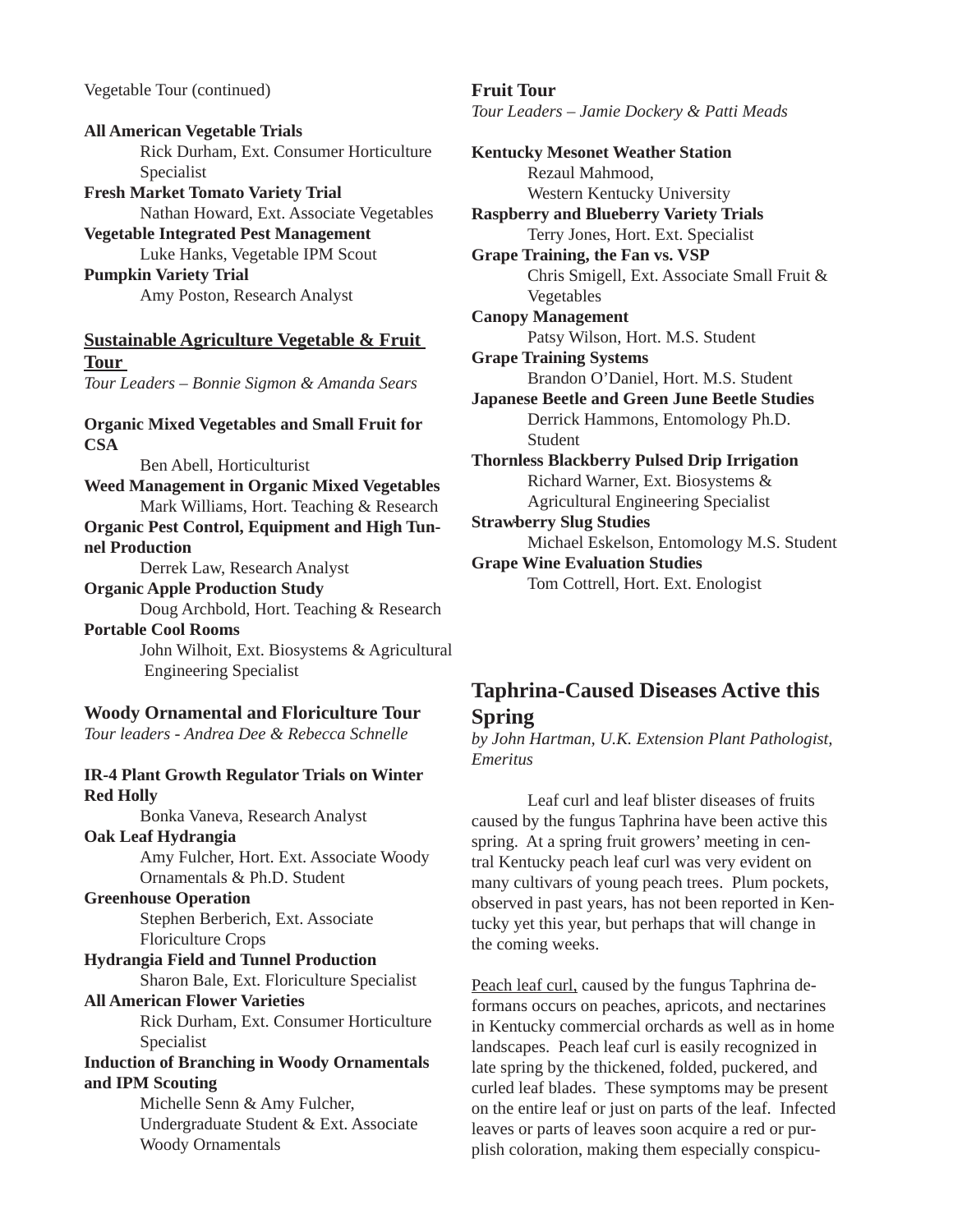Vegetable Tour (continued)

**All American Vegetable Trials**
Rick Durham, Ext. Consumer Horticulture Specialist

**Fresh Market Tomato Variety Trial**
Nathan Howard, Ext. Associate Vegetables

**Vegetable Integrated Pest Management**
Luke Hanks, Vegetable IPM Scout

**Pumpkin Variety Trial**
Amy Poston, Research Analyst

## Sustainable Agriculture Vegetable & Fruit Tour

*Tour Leaders – Bonnie Sigmon & Amanda Sears*

**Organic Mixed Vegetables and Small Fruit for CSA**
Ben Abell, Horticulturist

**Weed Management in Organic Mixed Vegetables**
Mark Williams, Hort. Teaching & Research

**Organic Pest Control, Equipment and High Tunnel Production**
Derrek Law, Research Analyst

**Organic Apple Production Study**
Doug Archbold, Hort. Teaching & Research

**Portable Cool Rooms**
John Wilhoit, Ext. Biosystems & Agricultural Engineering Specialist

## Woody Ornamental and Floriculture Tour

*Tour leaders - Andrea Dee & Rebecca Schnelle*

**IR-4 Plant Growth Regulator Trials on Winter Red Holly**
Bonka Vaneva, Research Analyst

**Oak Leaf Hydrangia**
Amy Fulcher, Hort. Ext. Associate Woody Ornamentals & Ph.D. Student

**Greenhouse Operation**
Stephen Berberich, Ext. Associate Floriculture Crops

**Hydrangia Field and Tunnel Production**
Sharon Bale, Ext. Floriculture Specialist

**All American Flower Varieties**
Rick Durham, Ext. Consumer Horticulture Specialist

**Induction of Branching in Woody Ornamentals and IPM Scouting**
Michelle Senn & Amy Fulcher, Undergraduate Student & Ext. Associate Woody Ornamentals

## Fruit Tour

*Tour Leaders – Jamie Dockery & Patti Meads*

**Kentucky Mesonet Weather Station**
Rezaul Mahmood, Western Kentucky University

**Raspberry and Blueberry Variety Trials**
Terry Jones, Hort. Ext. Specialist

**Grape Training, the Fan vs. VSP**
Chris Smigell, Ext. Associate Small Fruit & Vegetables

**Canopy Management**
Patsy Wilson, Hort. M.S. Student

**Grape Training Systems**
Brandon O'Daniel, Hort. M.S. Student

**Japanese Beetle and Green June Beetle Studies**
Derrick Hammons, Entomology Ph.D. Student

**Thornless Blackberry Pulsed Drip Irrigation**
Richard Warner, Ext. Biosystems & Agricultural Engineering Specialist

**Strawberry Slug Studies**
Michael Eskelson, Entomology M.S. Student

**Grape Wine Evaluation Studies**
Tom Cottrell, Hort. Ext. Enologist

## Taphrina-Caused Diseases Active this Spring

*by John Hartman, U.K. Extension Plant Pathologist, Emeritus*

Leaf curl and leaf blister diseases of fruits caused by the fungus Taphrina have been active this spring. At a spring fruit growers' meeting in central Kentucky peach leaf curl was very evident on many cultivars of young peach trees. Plum pockets, observed in past years, has not been reported in Kentucky yet this year, but perhaps that will change in the coming weeks.

Peach leaf curl, caused by the fungus Taphrina deformans occurs on peaches, apricots, and nectarines in Kentucky commercial orchards as well as in home landscapes. Peach leaf curl is easily recognized in late spring by the thickened, folded, puckered, and curled leaf blades. These symptoms may be present on the entire leaf or just on parts of the leaf. Infected leaves or parts of leaves soon acquire a red or purplish coloration, making them especially conspicu-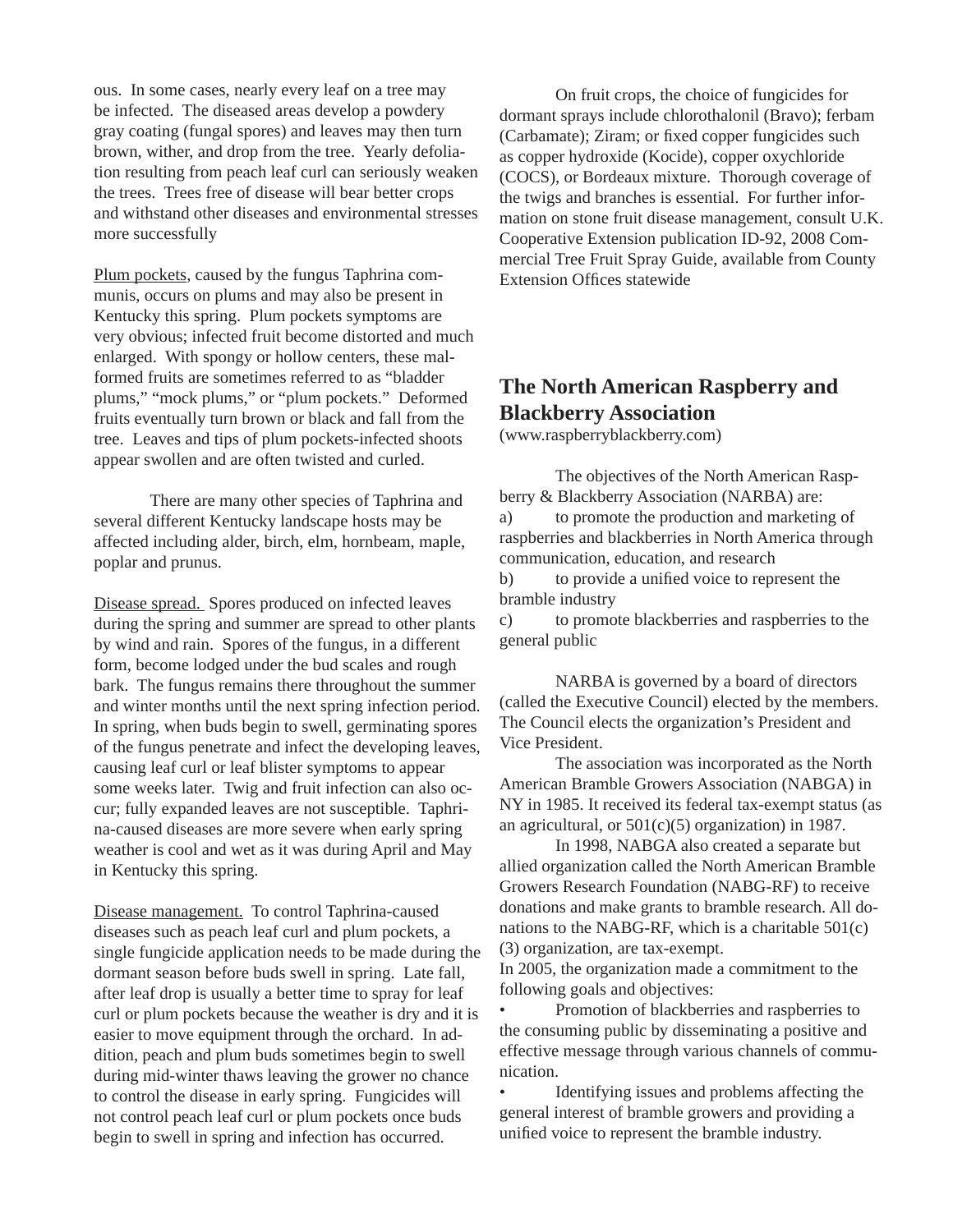ous. In some cases, nearly every leaf on a tree may be infected. The diseased areas develop a powdery gray coating (fungal spores) and leaves may then turn brown, wither, and drop from the tree. Yearly defoliation resulting from peach leaf curl can seriously weaken the trees. Trees free of disease will bear better crops and withstand other diseases and environmental stresses more successfully

<u>Plum pockets</u>, caused by the fungus Taphrina communis, occurs on plums and may also be present in Kentucky this spring. Plum pockets symptoms are very obvious; infected fruit become distorted and much enlarged. With spongy or hollow centers, these malformed fruits are sometimes referred to as "bladder plums," "mock plums," or "plum pockets." Deformed fruits eventually turn brown or black and fall from the tree. Leaves and tips of plum pockets-infected shoots appear swollen and are often twisted and curled.

There are many other species of Taphrina and several different Kentucky landscape hosts may be affected including alder, birch, elm, hornbeam, maple, poplar and prunus.

<u>Disease spread.</u> Spores produced on infected leaves during the spring and summer are spread to other plants by wind and rain. Spores of the fungus, in a different form, become lodged under the bud scales and rough bark. The fungus remains there throughout the summer and winter months until the next spring infection period. In spring, when buds begin to swell, germinating spores of the fungus penetrate and infect the developing leaves, causing leaf curl or leaf blister symptoms to appear some weeks later. Twig and fruit infection can also occur; fully expanded leaves are not susceptible. Taphrina-caused diseases are more severe when early spring weather is cool and wet as it was during April and May in Kentucky this spring.

<u>Disease management.</u> To control Taphrina-caused diseases such as peach leaf curl and plum pockets, a single fungicide application needs to be made during the dormant season before buds swell in spring. Late fall, after leaf drop is usually a better time to spray for leaf curl or plum pockets because the weather is dry and it is easier to move equipment through the orchard. In addition, peach and plum buds sometimes begin to swell during mid-winter thaws leaving the grower no chance to control the disease in early spring. Fungicides will not control peach leaf curl or plum pockets once buds begin to swell in spring and infection has occurred.

On fruit crops, the choice of fungicides for dormant sprays include chlorothalonil (Bravo); ferbam (Carbamate); Ziram; or fixed copper fungicides such as copper hydroxide (Kocide), copper oxychloride (COCS), or Bordeaux mixture. Thorough coverage of the twigs and branches is essential. For further information on stone fruit disease management, consult U.K. Cooperative Extension publication ID-92, 2008 Commercial Tree Fruit Spray Guide, available from County Extension Offices statewide

## The North American Raspberry and Blackberry Association

(www.raspberryblackberry.com)

The objectives of the North American Raspberry & Blackberry Association (NARBA) are:

a) to promote the production and marketing of raspberries and blackberries in North America through communication, education, and research

b) to provide a unified voice to represent the bramble industry

c) to promote blackberries and raspberries to the general public

NARBA is governed by a board of directors (called the Executive Council) elected by the members. The Council elects the organization's President and Vice President.

The association was incorporated as the North American Bramble Growers Association (NABGA) in NY in 1985. It received its federal tax-exempt status (as an agricultural, or 501(c)(5) organization) in 1987.

In 1998, NABGA also created a separate but allied organization called the North American Bramble Growers Research Foundation (NABG-RF) to receive donations and make grants to bramble research. All donations to the NABG-RF, which is a charitable 501(c)(3) organization, are tax-exempt.

In 2005, the organization made a commitment to the following goals and objectives:

- Promotion of blackberries and raspberries to the consuming public by disseminating a positive and effective message through various channels of communication.
- Identifying issues and problems affecting the general interest of bramble growers and providing a unified voice to represent the bramble industry.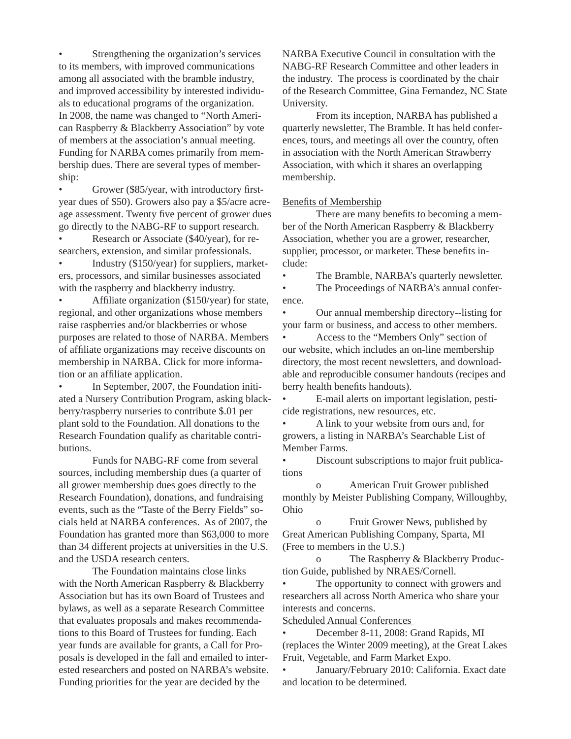- Strengthening the organization's services to its members, with improved communications among all associated with the bramble industry, and improved accessibility by interested individuals to educational programs of the organization.

In 2008, the name was changed to "North American Raspberry & Blackberry Association" by vote of members at the association's annual meeting.

Funding for NARBA comes primarily from membership dues. There are several types of membership:

- Grower ($85/year, with introductory first-year dues of $50). Growers also pay a $5/acre acreage assessment. Twenty five percent of grower dues go directly to the NABG-RF to support research.
- Research or Associate ($40/year), for researchers, extension, and similar professionals.
- Industry ($150/year) for suppliers, marketers, processors, and similar businesses associated with the raspberry and blackberry industry.
- Affiliate organization ($150/year) for state, regional, and other organizations whose members raise raspberries and/or blackberries or whose purposes are related to those of NARBA. Members of affiliate organizations may receive discounts on membership in NARBA. Click for more information or an affiliate application.
- In September, 2007, the Foundation initiated a Nursery Contribution Program, asking blackberry/raspberry nurseries to contribute $.01 per plant sold to the Foundation. All donations to the Research Foundation qualify as charitable contributions.

Funds for NABG-RF come from several sources, including membership dues (a quarter of all grower membership dues goes directly to the Research Foundation), donations, and fundraising events, such as the "Taste of the Berry Fields" socials held at NARBA conferences. As of 2007, the Foundation has granted more than $63,000 to more than 34 different projects at universities in the U.S. and the USDA research centers.

The Foundation maintains close links with the North American Raspberry & Blackberry Association but has its own Board of Trustees and bylaws, as well as a separate Research Committee that evaluates proposals and makes recommendations to this Board of Trustees for funding. Each year funds are available for grants, a Call for Proposals is developed in the fall and emailed to interested researchers and posted on NARBA's website. Funding priorities for the year are decided by the NARBA Executive Council in consultation with the NABG-RF Research Committee and other leaders in the industry. The process is coordinated by the chair of the Research Committee, Gina Fernandez, NC State University.

From its inception, NARBA has published a quarterly newsletter, The Bramble. It has held conferences, tours, and meetings all over the country, often in association with the North American Strawberry Association, with which it shares an overlapping membership.

Benefits of Membership

There are many benefits to becoming a member of the North American Raspberry & Blackberry Association, whether you are a grower, researcher, supplier, processor, or marketer. These benefits include:

- The Bramble, NARBA's quarterly newsletter.
- The Proceedings of NARBA's annual conference.
- Our annual membership directory--listing for your farm or business, and access to other members.
- Access to the "Members Only" section of our website, which includes an on-line membership directory, the most recent newsletters, and downloadable and reproducible consumer handouts (recipes and berry health benefits handouts).
- E-mail alerts on important legislation, pesticide registrations, new resources, etc.
- A link to your website from ours and, for growers, a listing in NARBA's Searchable List of Member Farms.
- Discount subscriptions to major fruit publications
  - American Fruit Grower published monthly by Meister Publishing Company, Willoughby, Ohio
  - Fruit Grower News, published by Great American Publishing Company, Sparta, MI (Free to members in the U.S.)
  - The Raspberry & Blackberry Production Guide, published by NRAES/Cornell.
- The opportunity to connect with growers and researchers all across North America who share your interests and concerns.

Scheduled Annual Conferences

- December 8-11, 2008: Grand Rapids, MI (replaces the Winter 2009 meeting), at the Great Lakes Fruit, Vegetable, and Farm Market Expo.
- January/February 2010: California. Exact date and location to be determined.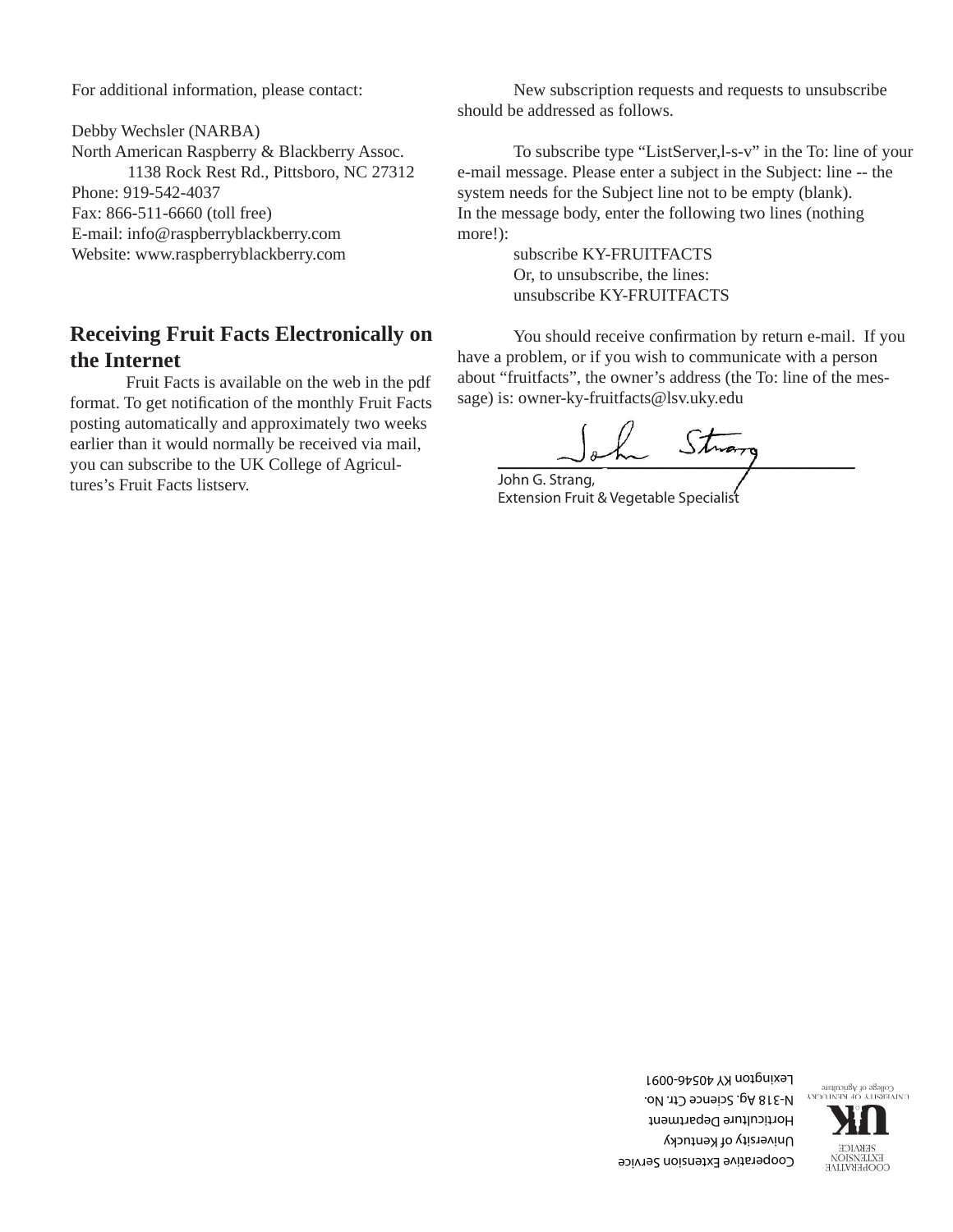For additional information, please contact:

Debby Wechsler (NARBA)
North American Raspberry & Blackberry Assoc.
1138 Rock Rest Rd., Pittsboro, NC 27312
Phone: 919-542-4037
Fax: 866-511-6660 (toll free)
E-mail: info@raspberryblackberry.com
Website: www.raspberryblackberry.com

## Receiving Fruit Facts Electronically on the Internet

Fruit Facts is available on the web in the pdf format. To get notification of the monthly Fruit Facts posting automatically and approximately two weeks earlier than it would normally be received via mail, you can subscribe to the UK College of Agricultures's Fruit Facts listserv.

New subscription requests and requests to unsubscribe should be addressed as follows.

To subscribe type "ListServer,l-s-v" in the To: line of your e-mail message. Please enter a subject in the Subject: line -- the system needs for the Subject line not to be empty (blank).
In the message body, enter the following two lines (nothing more!):

subscribe KY-FRUITFACTS
Or, to unsubscribe, the lines:
unsubscribe KY-FRUITFACTS

You should receive confirmation by return e-mail. If you have a problem, or if you wish to communicate with a person about "fruitfacts", the owner's address (the To: line of the message) is: owner-ky-fruitfacts@lsv.uky.edu

John G. Strang,
Extension Fruit & Vegetable Specialist

Cooperative Extension Service
University of Kentucky
Horticulture Department
N-318 Ag. Science Ctr. No.
Lexington KY 40546-0091